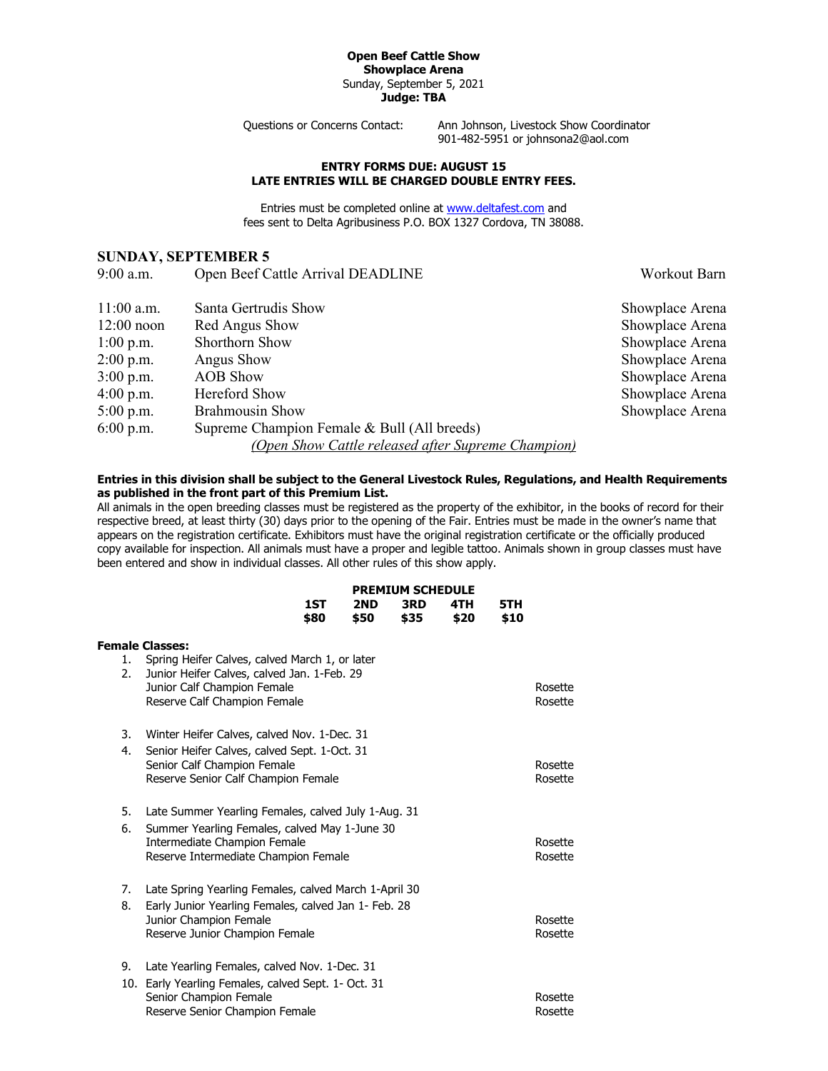**Open Beef Cattle Show**
**Showplace Arena**
Sunday, September 5, 2021
**Judge: TBA**

Questions or Concerns Contact: Ann Johnson, Livestock Show Coordinator
901-482-5951 or johnsona2@aol.com

**ENTRY FORMS DUE: AUGUST 15**
**LATE ENTRIES WILL BE CHARGED DOUBLE ENTRY FEES.**

Entries must be completed online at www.deltafest.com and fees sent to Delta Agribusiness P.O. BOX 1327 Cordova, TN 38088.

## SUNDAY, SEPTEMBER 5

| | | |
|---|---|---|
| 9:00 a.m. | Open Beef Cattle Arrival DEADLINE | Workout Barn |
| 11:00 a.m. | Santa Gertrudis Show | Showplace Arena |
| 12:00 noon | Red Angus Show | Showplace Arena |
| 1:00 p.m. | Shorthorn Show | Showplace Arena |
| 2:00 p.m. | Angus Show | Showplace Arena |
| 3:00 p.m. | AOB Show | Showplace Arena |
| 4:00 p.m. | Hereford Show | Showplace Arena |
| 5:00 p.m. | Brahmousin Show | Showplace Arena |
| 6:00 p.m. | Supreme Champion Female & Bull (All breeds) | |
| | *(Open Show Cattle released after Supreme Champion)* | |

**Entries in this division shall be subject to the General Livestock Rules, Regulations, and Health Requirements as published in the front part of this Premium List.**
All animals in the open breeding classes must be registered as the property of the exhibitor, in the books of record for their respective breed, at least thirty (30) days prior to the opening of the Fair. Entries must be made in the owner's name that appears on the registration certificate. Exhibitors must have the original registration certificate or the officially produced copy available for inspection. All animals must have a proper and legible tattoo. Animals shown in group classes must have been entered and show in individual classes. All other rules of this show apply.

**PREMIUM SCHEDULE**

| 1ST | 2ND | 3RD | 4TH | 5TH |
|---|---|---|---|---|
| $80 | $50 | $35 | $20 | $10 |

**Female Classes:**

1. Spring Heifer Calves, calved March 1, or later
2. Junior Heifer Calves, calved Jan. 1-Feb. 29
   - Junior Calf Champion Female — Rosette
   - Reserve Calf Champion Female — Rosette

3. Winter Heifer Calves, calved Nov. 1-Dec. 31
4. Senior Heifer Calves, calved Sept. 1-Oct. 31
   - Senior Calf Champion Female — Rosette
   - Reserve Senior Calf Champion Female — Rosette

5. Late Summer Yearling Females, calved July 1-Aug. 31
6. Summer Yearling Females, calved May 1-June 30
   - Intermediate Champion Female — Rosette
   - Reserve Intermediate Champion Female — Rosette

7. Late Spring Yearling Females, calved March 1-April 30
8. Early Junior Yearling Females, calved Jan 1- Feb. 28
   - Junior Champion Female — Rosette
   - Reserve Junior Champion Female — Rosette

9. Late Yearling Females, calved Nov. 1-Dec. 31
10. Early Yearling Females, calved Sept. 1- Oct. 31
    - Senior Champion Female — Rosette
    - Reserve Senior Champion Female — Rosette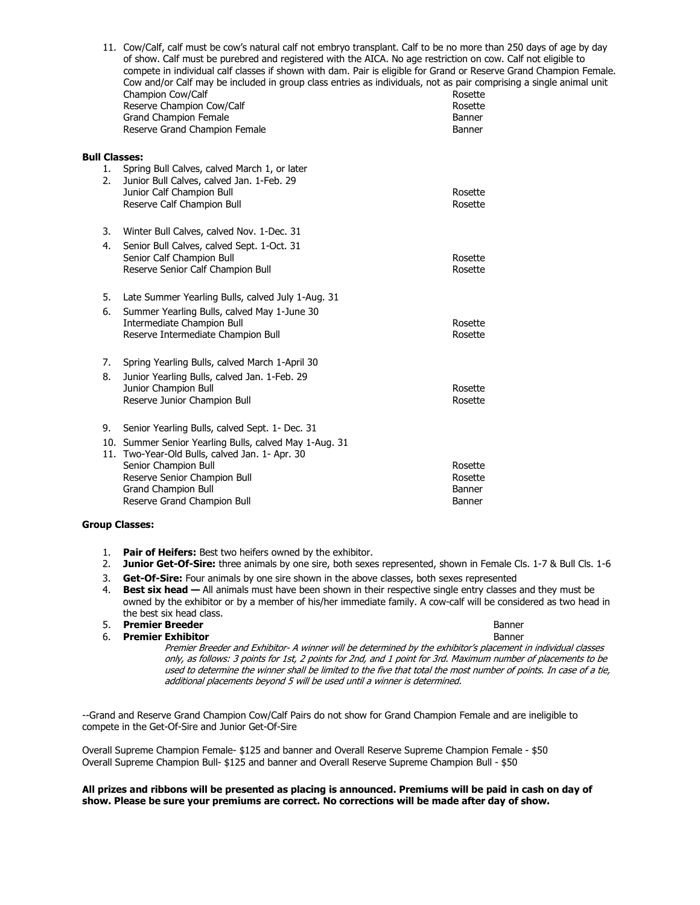11. Cow/Calf, calf must be cow's natural calf not embryo transplant. Calf to be no more than 250 days of age by day of show. Calf must be purebred and registered with the AICA. No age restriction on cow. Calf not eligible to compete in individual calf classes if shown with dam. Pair is eligible for Grand or Reserve Grand Champion Female. Cow and/or Calf may be included in group class entries as individuals, not as pair comprising a single animal unit

| | |
|---|---|
| Champion Cow/Calf | Rosette |
| Reserve Champion Cow/Calf | Rosette |
| Grand Champion Female | Banner |
| Reserve Grand Champion Female | Banner |

**Bull Classes:**

1. Spring Bull Calves, calved March 1, or later
2. Junior Bull Calves, calved Jan. 1-Feb. 29

| | |
|---|---|
| Junior Calf Champion Bull | Rosette |
| Reserve Calf Champion Bull | Rosette |

3. Winter Bull Calves, calved Nov. 1-Dec. 31
4. Senior Bull Calves, calved Sept. 1-Oct. 31

| | |
|---|---|
| Senior Calf Champion Bull | Rosette |
| Reserve Senior Calf Champion Bull | Rosette |

5. Late Summer Yearling Bulls, calved July 1-Aug. 31
6. Summer Yearling Bulls, calved May 1-June 30

| | |
|---|---|
| Intermediate Champion Bull | Rosette |
| Reserve Intermediate Champion Bull | Rosette |

7. Spring Yearling Bulls, calved March 1-April 30
8. Junior Yearling Bulls, calved Jan. 1-Feb. 29

| | |
|---|---|
| Junior Champion Bull | Rosette |
| Reserve Junior Champion Bull | Rosette |

9. Senior Yearling Bulls, calved Sept. 1- Dec. 31
10. Summer Senior Yearling Bulls, calved May 1-Aug. 31
11. Two-Year-Old Bulls, calved Jan. 1- Apr. 30

| | |
|---|---|
| Senior Champion Bull | Rosette |
| Reserve Senior Champion Bull | Rosette |
| Grand Champion Bull | Banner |
| Reserve Grand Champion Bull | Banner |

**Group Classes:**

1. **Pair of Heifers:** Best two heifers owned by the exhibitor.
2. **Junior Get-Of-Sire:** three animals by one sire, both sexes represented, shown in Female Cls. 1-7 & Bull Cls. 1-6
3. **Get-Of-Sire:** Four animals by one sire shown in the above classes, both sexes represented
4. **Best six head —** All animals must have been shown in their respective single entry classes and they must be owned by the exhibitor or by a member of his/her immediate family. A cow-calf will be considered as two head in the best six head class.
5. **Premier Breeder** — Banner
6. **Premier Exhibitor** — Banner

   *Premier Breeder and Exhibitor- A winner will be determined by the exhibitor's placement in individual classes only, as follows: 3 points for 1st, 2 points for 2nd, and 1 point for 3rd. Maximum number of placements to be used to determine the winner shall be limited to the five that total the most number of points. In case of a tie, additional placements beyond 5 will be used until a winner is determined.*

--Grand and Reserve Grand Champion Cow/Calf Pairs do not show for Grand Champion Female and are ineligible to compete in the Get-Of-Sire and Junior Get-Of-Sire

Overall Supreme Champion Female- $125 and banner and Overall Reserve Supreme Champion Female - $50
Overall Supreme Champion Bull- $125 and banner and Overall Reserve Supreme Champion Bull - $50

**All prizes and ribbons will be presented as placing is announced. Premiums will be paid in cash on day of show. Please be sure your premiums are correct. No corrections will be made after day of show.**